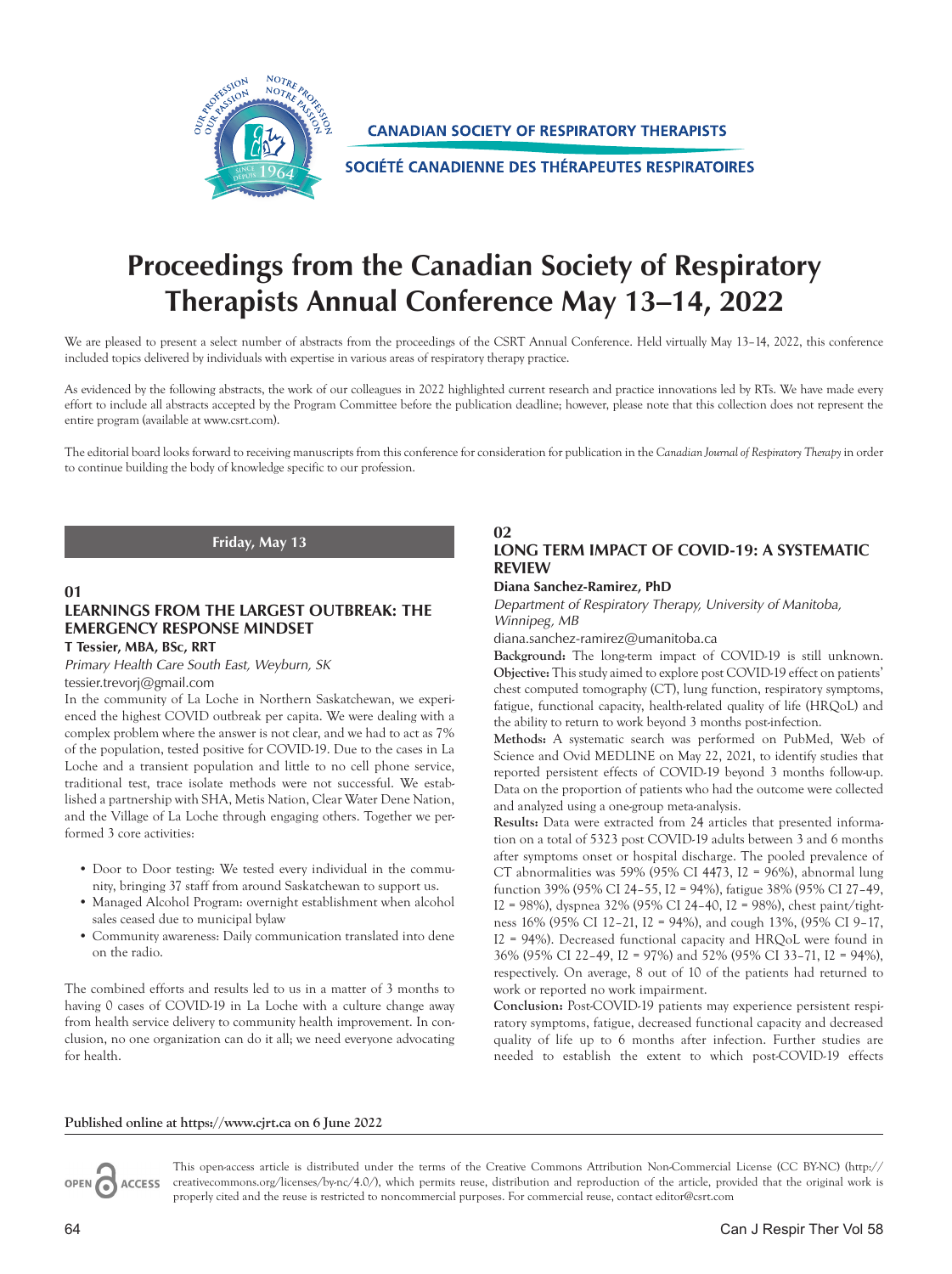CANADIAN SOCIETY OF RESPIRATORY THERAPISTS

SOCIÉTÉ CANADIENNE DES THÉRAPEUTES RESPIRATOIRES

# Proceedings from the Canadian Society of Respiratory Therapists Annual Conference May 13–14, 2022

We are pleased to present a select number of abstracts from the proceedings of the CSRT Annual Conference. Held virtually May 13–14, 2022, this conference included topics delivered by individuals with expertise in various areas of respiratory therapy practice.

As evidenced by the following abstracts, the work of our colleagues in 2022 highlighted current research and practice innovations led by RTs. We have made every effort to include all abstracts accepted by the Program Committee before the publication deadline; however, please note that this collection does not represent the entire program (available at www.csrt.com).

The editorial board looks forward to receiving manuscripts from this conference for consideration for publication in the *Canadian Journal of Respiratory Therapy* in order to continue building the body of knowledge specific to our profession.

## Friday, May 13

### 01
### LEARNINGS FROM THE LARGEST OUTBREAK: THE EMERGENCY RESPONSE MINDSET

**T Tessier, MBA, BSc, RRT**

*Primary Health Care South East, Weyburn, SK*

tessier.trevorj@gmail.com

In the community of La Loche in Northern Saskatchewan, we experienced the highest COVID outbreak per capita. We were dealing with a complex problem where the answer is not clear, and we had to act as 7% of the population, tested positive for COVID-19. Due to the cases in La Loche and a transient population and little to no cell phone service, traditional test, trace isolate methods were not successful. We established a partnership with SHA, Metis Nation, Clear Water Dene Nation, and the Village of La Loche through engaging others. Together we performed 3 core activities:

- Door to Door testing: We tested every individual in the community, bringing 37 staff from around Saskatchewan to support us.
- Managed Alcohol Program: overnight establishment when alcohol sales ceased due to municipal bylaw
- Community awareness: Daily communication translated into dene on the radio.

The combined efforts and results led to us in a matter of 3 months to having 0 cases of COVID-19 in La Loche with a culture change away from health service delivery to community health improvement. In conclusion, no one organization can do it all; we need everyone advocating for health.

### 02
### LONG TERM IMPACT OF COVID-19: A SYSTEMATIC REVIEW

**Diana Sanchez-Ramirez, PhD**

*Department of Respiratory Therapy, University of Manitoba, Winnipeg, MB*

diana.sanchez-ramirez@umanitoba.ca

**Background:** The long-term impact of COVID-19 is still unknown.
**Objective:** This study aimed to explore post COVID-19 effect on patients' chest computed tomography (CT), lung function, respiratory symptoms, fatigue, functional capacity, health-related quality of life (HRQoL) and the ability to return to work beyond 3 months post-infection.

**Methods:** A systematic search was performed on PubMed, Web of Science and Ovid MEDLINE on May 22, 2021, to identify studies that reported persistent effects of COVID-19 beyond 3 months follow-up. Data on the proportion of patients who had the outcome were collected and analyzed using a one-group meta-analysis.

**Results:** Data were extracted from 24 articles that presented information on a total of 5323 post COVID-19 adults between 3 and 6 months after symptoms onset or hospital discharge. The pooled prevalence of CT abnormalities was 59% (95% CI 4473, I2 = 96%), abnormal lung function 39% (95% CI 24–55, I2 = 94%), fatigue 38% (95% CI 27–49, I2 = 98%), dyspnea 32% (95% CI 24–40, I2 = 98%), chest pain/tightness 16% (95% CI 12–21, I2 = 94%), and cough 13%, (95% CI 9–17, I2 = 94%). Decreased functional capacity and HRQoL were found in 36% (95% CI 22–49, I2 = 97%) and 52% (95% CI 33–71, I2 = 94%), respectively. On average, 8 out of 10 of the patients had returned to work or reported no work impairment.

**Conclusion:** Post-COVID-19 patients may experience persistent respiratory symptoms, fatigue, decreased functional capacity and decreased quality of life up to 6 months after infection. Further studies are needed to establish the extent to which post-COVID-19 effects

**Published online at https://www.cjrt.ca on 6 June 2022**

This open-access article is distributed under the terms of the Creative Commons Attribution Non-Commercial License (CC BY-NC) (http://creativecommons.org/licenses/by-nc/4.0/), which permits reuse, distribution and reproduction of the article, provided that the original work is properly cited and the reuse is restricted to noncommercial purposes. For commercial reuse, contact editor@csrt.com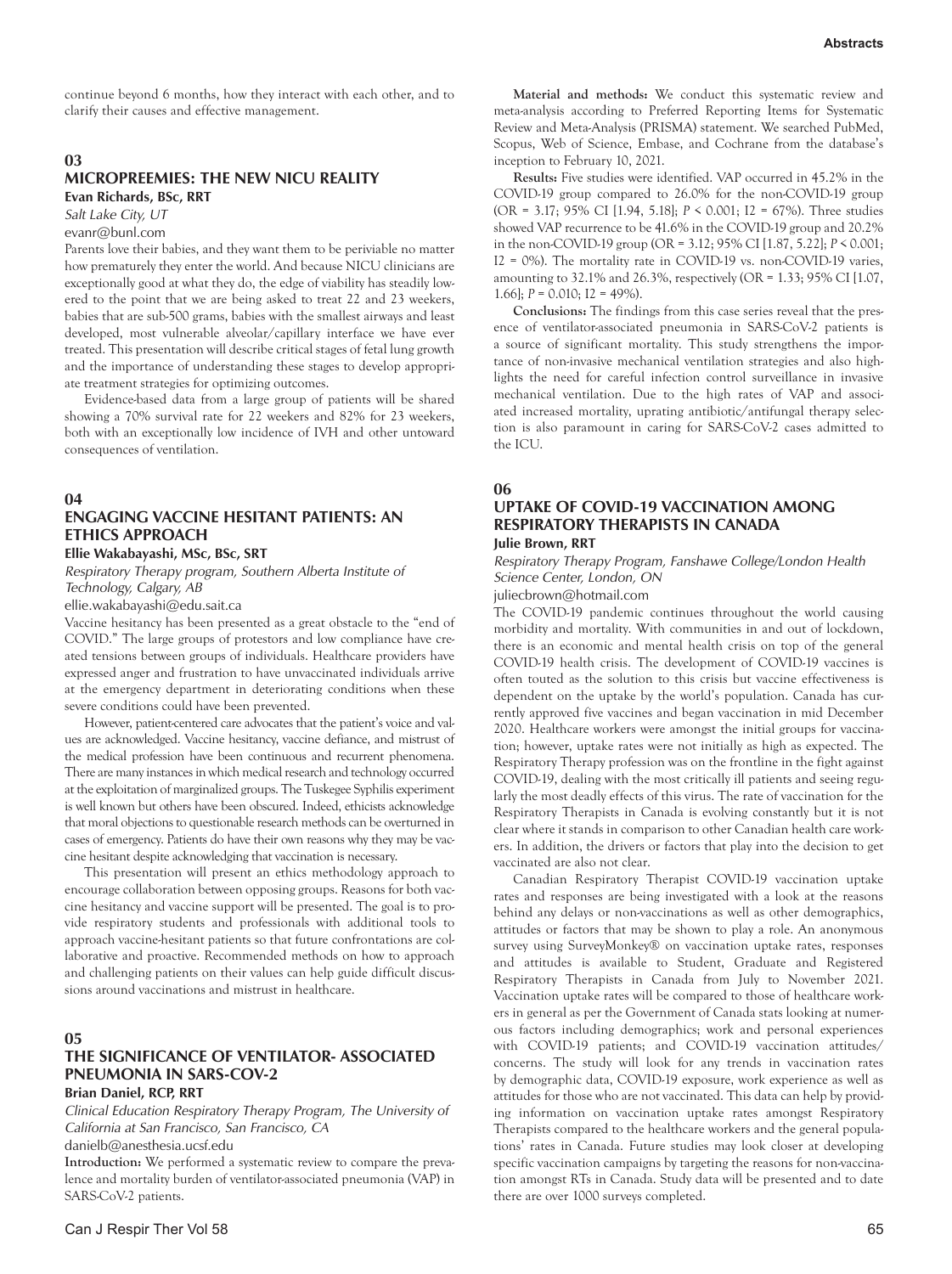continue beyond 6 months, how they interact with each other, and to clarify their causes and effective management.

## 03

### MICROPREEMIES: THE NEW NICU REALITY

**Evan Richards, BSc, RRT**

*Salt Lake City, UT*

evanr@bunl.com

Parents love their babies, and they want them to be periviable no matter how prematurely they enter the world. And because NICU clinicians are exceptionally good at what they do, the edge of viability has steadily lowered to the point that we are being asked to treat 22 and 23 weekers, babies that are sub-500 grams, babies with the smallest airways and least developed, most vulnerable alveolar/capillary interface we have ever treated. This presentation will describe critical stages of fetal lung growth and the importance of understanding these stages to develop appropriate treatment strategies for optimizing outcomes.

Evidence-based data from a large group of patients will be shared showing a 70% survival rate for 22 weekers and 82% for 23 weekers, both with an exceptionally low incidence of IVH and other untoward consequences of ventilation.

## 04

### ENGAGING VACCINE HESITANT PATIENTS: AN ETHICS APPROACH

**Ellie Wakabayashi, MSc, BSc, SRT**

*Respiratory Therapy program, Southern Alberta Institute of Technology, Calgary, AB*

ellie.wakabayashi@edu.sait.ca

Vaccine hesitancy has been presented as a great obstacle to the "end of COVID." The large groups of protestors and low compliance have created tensions between groups of individuals. Healthcare providers have expressed anger and frustration to have unvaccinated individuals arrive at the emergency department in deteriorating conditions when these severe conditions could have been prevented.

However, patient-centered care advocates that the patient's voice and values are acknowledged. Vaccine hesitancy, vaccine defiance, and mistrust of the medical profession have been continuous and recurrent phenomena. There are many instances in which medical research and technology occurred at the exploitation of marginalized groups. The Tuskegee Syphilis experiment is well known but others have been obscured. Indeed, ethicists acknowledge that moral objections to questionable research methods can be overturned in cases of emergency. Patients do have their own reasons why they may be vaccine hesitant despite acknowledging that vaccination is necessary.

This presentation will present an ethics methodology approach to encourage collaboration between opposing groups. Reasons for both vaccine hesitancy and vaccine support will be presented. The goal is to provide respiratory students and professionals with additional tools to approach vaccine-hesitant patients so that future confrontations are collaborative and proactive. Recommended methods on how to approach and challenging patients on their values can help guide difficult discussions around vaccinations and mistrust in healthcare.

## 05

### THE SIGNIFICANCE OF VENTILATOR- ASSOCIATED PNEUMONIA IN SARS-COV-2

**Brian Daniel, RCP, RRT**

*Clinical Education Respiratory Therapy Program, The University of California at San Francisco, San Francisco, CA*

danielb@anesthesia.ucsf.edu

**Introduction:** We performed a systematic review to compare the prevalence and mortality burden of ventilator-associated pneumonia (VAP) in SARS-CoV-2 patients.

**Material and methods:** We conduct this systematic review and meta-analysis according to Preferred Reporting Items for Systematic Review and Meta-Analysis (PRISMA) statement. We searched PubMed, Scopus, Web of Science, Embase, and Cochrane from the database's inception to February 10, 2021.

**Results:** Five studies were identified. VAP occurred in 45.2% in the COVID-19 group compared to 26.0% for the non-COVID-19 group (OR = 3.17; 95% CI [1.94, 5.18]; $P < 0.001$; I2 = 67%). Three studies showed VAP recurrence to be 41.6% in the COVID-19 group and 20.2% in the non-COVID-19 group (OR = 3.12; 95% CI [1.87, 5.22]; $P < 0.001$; I2 = 0%). The mortality rate in COVID-19 vs. non-COVID-19 varies, amounting to 32.1% and 26.3%, respectively (OR = 1.33; 95% CI [1.07, 1.66]; $P = 0.010$; I2 = 49%).

**Conclusions:** The findings from this case series reveal that the presence of ventilator-associated pneumonia in SARS-CoV-2 patients is a source of significant mortality. This study strengthens the importance of non-invasive mechanical ventilation strategies and also highlights the need for careful infection control surveillance in invasive mechanical ventilation. Due to the high rates of VAP and associated increased mortality, uprating antibiotic/antifungal therapy selection is also paramount in caring for SARS-CoV-2 cases admitted to the ICU.

## 06

### UPTAKE OF COVID-19 VACCINATION AMONG RESPIRATORY THERAPISTS IN CANADA

**Julie Brown, RRT**

*Respiratory Therapy Program, Fanshawe College/London Health Science Center, London, ON*

juliecbrown@hotmail.com

The COVID-19 pandemic continues throughout the world causing morbidity and mortality. With communities in and out of lockdown, there is an economic and mental health crisis on top of the general COVID-19 health crisis. The development of COVID-19 vaccines is often touted as the solution to this crisis but vaccine effectiveness is dependent on the uptake by the world's population. Canada has currently approved five vaccines and began vaccination in mid December 2020. Healthcare workers were amongst the initial groups for vaccination; however, uptake rates were not initially as high as expected. The Respiratory Therapy profession was on the frontline in the fight against COVID-19, dealing with the most critically ill patients and seeing regularly the most deadly effects of this virus. The rate of vaccination for the Respiratory Therapists in Canada is evolving constantly but it is not clear where it stands in comparison to other Canadian health care workers. In addition, the drivers or factors that play into the decision to get vaccinated are also not clear.

Canadian Respiratory Therapist COVID-19 vaccination uptake rates and responses are being investigated with a look at the reasons behind any delays or non-vaccinations as well as other demographics, attitudes or factors that may be shown to play a role. An anonymous survey using SurveyMonkey® on vaccination uptake rates, responses and attitudes is available to Student, Graduate and Registered Respiratory Therapists in Canada from July to November 2021. Vaccination uptake rates will be compared to those of healthcare workers in general as per the Government of Canada stats looking at numerous factors including demographics; work and personal experiences with COVID-19 patients; and COVID-19 vaccination attitudes/concerns. The study will look for any trends in vaccination rates by demographic data, COVID-19 exposure, work experience as well as attitudes for those who are not vaccinated. This data can help by providing information on vaccination uptake rates amongst Respiratory Therapists compared to the healthcare workers and the general populations' rates in Canada. Future studies may look closer at developing specific vaccination campaigns by targeting the reasons for non-vaccination amongst RTs in Canada. Study data will be presented and to date there are over 1000 surveys completed.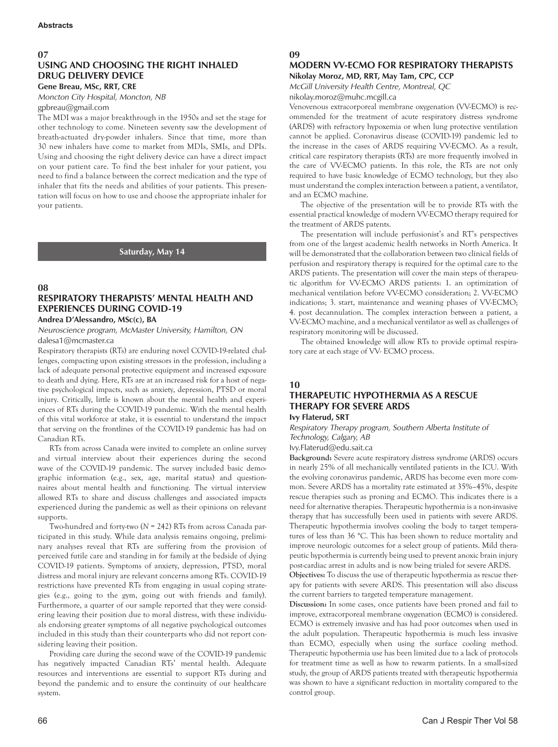## 07

## USING AND CHOOSING THE RIGHT INHALED DRUG DELIVERY DEVICE

**Gene Breau, MSc, RRT, CRE**

*Moncton City Hospital, Moncton, NB*

gpbreau@gmail.com

The MDI was a major breakthrough in the 1950s and set the stage for other technology to come. Nineteen seventy saw the development of breath-actuated dry-powder inhalers. Since that time, more than 30 new inhalers have come to market from MDIs, SMIs, and DPIs. Using and choosing the right delivery device can have a direct impact on your patient care. To find the best inhaler for your patient, you need to find a balance between the correct medication and the type of inhaler that fits the needs and abilities of your patients. This presentation will focus on how to use and choose the appropriate inhaler for your patients.

**Saturday, May 14**

## 08

## RESPIRATORY THERAPISTS' MENTAL HEALTH AND EXPERIENCES DURING COVID-19

**Andrea D'Alessandro, MSc(c), BA**

*Neuroscience program, McMaster University, Hamilton, ON*

dalesa1@mcmaster.ca

Respiratory therapists (RTs) are enduring novel COVID-19-related challenges, compacting upon existing stressors in the profession, including a lack of adequate personal protective equipment and increased exposure to death and dying. Here, RTs are at an increased risk for a host of negative psychological impacts, such as anxiety, depression, PTSD or moral injury. Critically, little is known about the mental health and experiences of RTs during the COVID-19 pandemic. With the mental health of this vital workforce at stake, it is essential to understand the impact that serving on the frontlines of the COVID-19 pandemic has had on Canadian RTs.

RTs from across Canada were invited to complete an online survey and virtual interview about their experiences during the second wave of the COVID-19 pandemic. The survey included basic demographic information (e.g., sex, age, marital status) and questionnaires about mental health and functioning. The virtual interview allowed RTs to share and discuss challenges and associated impacts experienced during the pandemic as well as their opinions on relevant supports.

Two-hundred and forty-two ($N = 242$) RTs from across Canada participated in this study. While data analysis remains ongoing, preliminary analyses reveal that RTs are suffering from the provision of perceived futile care and standing in for family at the bedside of dying COVID-19 patients. Symptoms of anxiety, depression, PTSD, moral distress and moral injury are relevant concerns among RTs. COVID-19 restrictions have prevented RTs from engaging in usual coping strategies (e.g., going to the gym, going out with friends and family). Furthermore, a quarter of our sample reported that they were considering leaving their position due to moral distress, with these individuals endorsing greater symptoms of all negative psychological outcomes included in this study than their counterparts who did not report considering leaving their position.

Providing care during the second wave of the COVID-19 pandemic has negatively impacted Canadian RTs' mental health. Adequate resources and interventions are essential to support RTs during and beyond the pandemic and to ensure the continuity of our healthcare system.

## 09

## MODERN VV-ECMO FOR RESPIRATORY THERAPISTS

**Nikolay Moroz, MD, RRT, May Tam, CPC, CCP**

*McGill University Health Centre, Montreal, QC*

nikolay.moroz@muhc.mcgill.ca

Venovenous extracorporeal membrane oxygenation (VV-ECMO) is recommended for the treatment of acute respiratory distress syndrome (ARDS) with refractory hypoxemia or when lung protective ventilation cannot be applied. Coronavirus disease (COVID-19) pandemic led to the increase in the cases of ARDS requiring VV-ECMO. As a result, critical care respiratory therapists (RTs) are more frequently involved in the care of VV-ECMO patients. In this role, the RTs are not only required to have basic knowledge of ECMO technology, but they also must understand the complex interaction between a patient, a ventilator, and an ECMO machine.

The objective of the presentation will be to provide RTs with the essential practical knowledge of modern VV-ECMO therapy required for the treatment of ARDS patents.

The presentation will include perfusionist's and RT's perspectives from one of the largest academic health networks in North America. It will be demonstrated that the collaboration between two clinical fields of perfusion and respiratory therapy is required for the optimal care to the ARDS patients. The presentation will cover the main steps of therapeutic algorithm for VV-ECMO ARDS patients: 1. an optimization of mechanical ventilation before VV-ECMO consideration; 2. VV-ECMO indications; 3. start, maintenance and weaning phases of VV-ECMO; 4. post decannulation. The complex interaction between a patient, a VV-ECMO machine, and a mechanical ventilator as well as challenges of respiratory monitoring will be discussed.

The obtained knowledge will allow RTs to provide optimal respiratory care at each stage of VV- ECMO process.

## 10

## THERAPEUTIC HYPOTHERMIA AS A RESCUE THERAPY FOR SEVERE ARDS

**Ivy Flaterud, SRT**

*Respiratory Therapy program, Southern Alberta Institute of Technology, Calgary, AB*

Ivy.Flaterud@edu.sait.ca

**Background:** Severe acute respiratory distress syndrome (ARDS) occurs in nearly 25% of all mechanically ventilated patients in the ICU. With the evolving coronavirus pandemic, ARDS has become even more common. Severe ARDS has a mortality rate estimated at 35%–45%, despite rescue therapies such as proning and ECMO. This indicates there is a need for alternative therapies. Therapeutic hypothermia is a non-invasive therapy that has successfully been used in patients with severe ARDS. Therapeutic hypothermia involves cooling the body to target temperatures of less than 36 °C. This has been shown to reduce mortality and improve neurologic outcomes for a select group of patients. Mild therapeutic hypothermia is currently being used to prevent anoxic brain injury post-cardiac arrest in adults and is now being trialed for severe ARDS.

**Objectives:** To discuss the use of therapeutic hypothermia as rescue therapy for patients with severe ARDS. This presentation will also discuss the current barriers to targeted temperature management.

**Discussion:** In some cases, once patients have been proned and fail to improve, extracorporeal membrane oxygenation (ECMO) is considered. ECMO is extremely invasive and has had poor outcomes when used in the adult population. Therapeutic hypothermia is much less invasive than ECMO, especially when using the surface cooling method. Therapeutic hypothermia use has been limited due to a lack of protocols for treatment time as well as how to rewarm patients. In a small-sized study, the group of ARDS patients treated with therapeutic hypothermia was shown to have a significant reduction in mortality compared to the control group.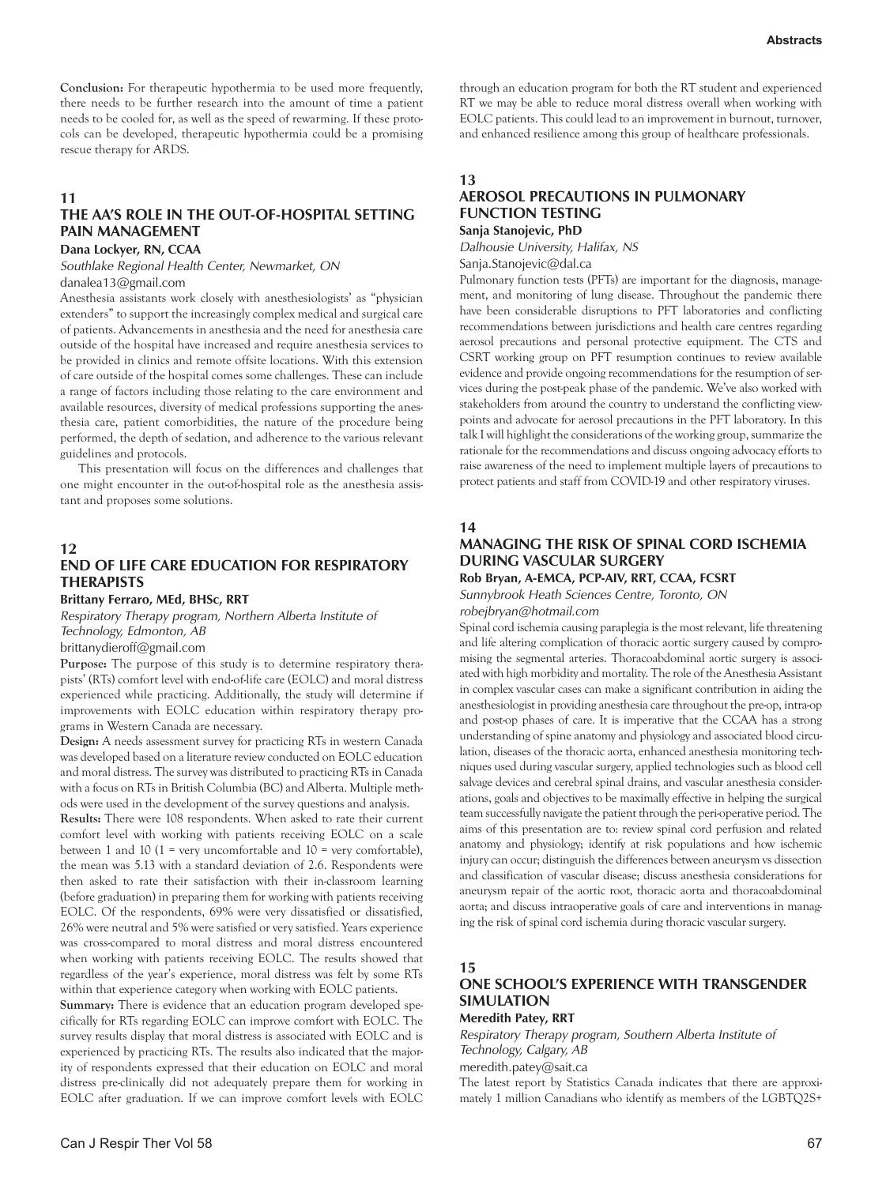**Conclusion:** For therapeutic hypothermia to be used more frequently, there needs to be further research into the amount of time a patient needs to be cooled for, as well as the speed of rewarming. If these protocols can be developed, therapeutic hypothermia could be a promising rescue therapy for ARDS.

## 11
## THE AA'S ROLE IN THE OUT-OF-HOSPITAL SETTING PAIN MANAGEMENT

**Dana Lockyer, RN, CCAA**

*Southlake Regional Health Center, Newmarket, ON*

danalea13@gmail.com

Anesthesia assistants work closely with anesthesiologists' as "physician extenders" to support the increasingly complex medical and surgical care of patients. Advancements in anesthesia and the need for anesthesia care outside of the hospital have increased and require anesthesia services to be provided in clinics and remote offsite locations. With this extension of care outside of the hospital comes some challenges. These can include a range of factors including those relating to the care environment and available resources, diversity of medical professions supporting the anesthesia care, patient comorbidities, the nature of the procedure being performed, the depth of sedation, and adherence to the various relevant guidelines and protocols.

This presentation will focus on the differences and challenges that one might encounter in the out-of-hospital role as the anesthesia assistant and proposes some solutions.

## 12
## END OF LIFE CARE EDUCATION FOR RESPIRATORY THERAPISTS

**Brittany Ferraro, MEd, BHSc, RRT**

*Respiratory Therapy program, Northern Alberta Institute of Technology, Edmonton, AB*

brittanydieroff@gmail.com

**Purpose:** The purpose of this study is to determine respiratory therapists' (RTs) comfort level with end-of-life care (EOLC) and moral distress experienced while practicing. Additionally, the study will determine if improvements with EOLC education within respiratory therapy programs in Western Canada are necessary.

**Design:** A needs assessment survey for practicing RTs in western Canada was developed based on a literature review conducted on EOLC education and moral distress. The survey was distributed to practicing RTs in Canada with a focus on RTs in British Columbia (BC) and Alberta. Multiple methods were used in the development of the survey questions and analysis.

**Results:** There were 108 respondents. When asked to rate their current comfort level with working with patients receiving EOLC on a scale between 1 and 10 (1 = very uncomfortable and 10 = very comfortable), the mean was 5.13 with a standard deviation of 2.6. Respondents were then asked to rate their satisfaction with their in-classroom learning (before graduation) in preparing them for working with patients receiving EOLC. Of the respondents, 69% were very dissatisfied or dissatisfied, 26% were neutral and 5% were satisfied or very satisfied. Years experience was cross-compared to moral distress and moral distress encountered when working with patients receiving EOLC. The results showed that regardless of the year's experience, moral distress was felt by some RTs within that experience category when working with EOLC patients.

**Summary:** There is evidence that an education program developed specifically for RTs regarding EOLC can improve comfort with EOLC. The survey results display that moral distress is associated with EOLC and is experienced by practicing RTs. The results also indicated that the majority of respondents expressed that their education on EOLC and moral distress pre-clinically did not adequately prepare them for working in EOLC after graduation. If we can improve comfort levels with EOLC through an education program for both the RT student and experienced RT we may be able to reduce moral distress overall when working with EOLC patients. This could lead to an improvement in burnout, turnover, and enhanced resilience among this group of healthcare professionals.

## 13
## AEROSOL PRECAUTIONS IN PULMONARY FUNCTION TESTING

**Sanja Stanojevic, PhD**

*Dalhousie University, Halifax, NS*

Sanja.Stanojevic@dal.ca

Pulmonary function tests (PFTs) are important for the diagnosis, management, and monitoring of lung disease. Throughout the pandemic there have been considerable disruptions to PFT laboratories and conflicting recommendations between jurisdictions and health care centres regarding aerosol precautions and personal protective equipment. The CTS and CSRT working group on PFT resumption continues to review available evidence and provide ongoing recommendations for the resumption of services during the post-peak phase of the pandemic. We've also worked with stakeholders from around the country to understand the conflicting viewpoints and advocate for aerosol precautions in the PFT laboratory. In this talk I will highlight the considerations of the working group, summarize the rationale for the recommendations and discuss ongoing advocacy efforts to raise awareness of the need to implement multiple layers of precautions to protect patients and staff from COVID-19 and other respiratory viruses.

## 14
## MANAGING THE RISK OF SPINAL CORD ISCHEMIA DURING VASCULAR SURGERY

**Rob Bryan, A-EMCA, PCP-AIV, RRT, CCAA, FCSRT**

*Sunnybrook Heath Sciences Centre, Toronto, ON*

*robejbryan@hotmail.com*

Spinal cord ischemia causing paraplegia is the most relevant, life threatening and life altering complication of thoracic aortic surgery caused by compromising the segmental arteries. Thoracoabdominal aortic surgery is associated with high morbidity and mortality. The role of the Anesthesia Assistant in complex vascular cases can make a significant contribution in aiding the anesthesiologist in providing anesthesia care throughout the pre-op, intra-op and post-op phases of care. It is imperative that the CCAA has a strong understanding of spine anatomy and physiology and associated blood circulation, diseases of the thoracic aorta, enhanced anesthesia monitoring techniques used during vascular surgery, applied technologies such as blood cell salvage devices and cerebral spinal drains, and vascular anesthesia considerations, goals and objectives to be maximally effective in helping the surgical team successfully navigate the patient through the peri-operative period. The aims of this presentation are to: review spinal cord perfusion and related anatomy and physiology; identify at risk populations and how ischemic injury can occur; distinguish the differences between aneurysm vs dissection and classification of vascular disease; discuss anesthesia considerations for aneurysm repair of the aortic root, thoracic aorta and thoracoabdominal aorta; and discuss intraoperative goals of care and interventions in managing the risk of spinal cord ischemia during thoracic vascular surgery.

## 15
## ONE SCHOOL'S EXPERIENCE WITH TRANSGENDER SIMULATION

**Meredith Patey, RRT**

*Respiratory Therapy program, Southern Alberta Institute of Technology, Calgary, AB*

meredith.patey@sait.ca

The latest report by Statistics Canada indicates that there are approximately 1 million Canadians who identify as members of the LGBTQ2S+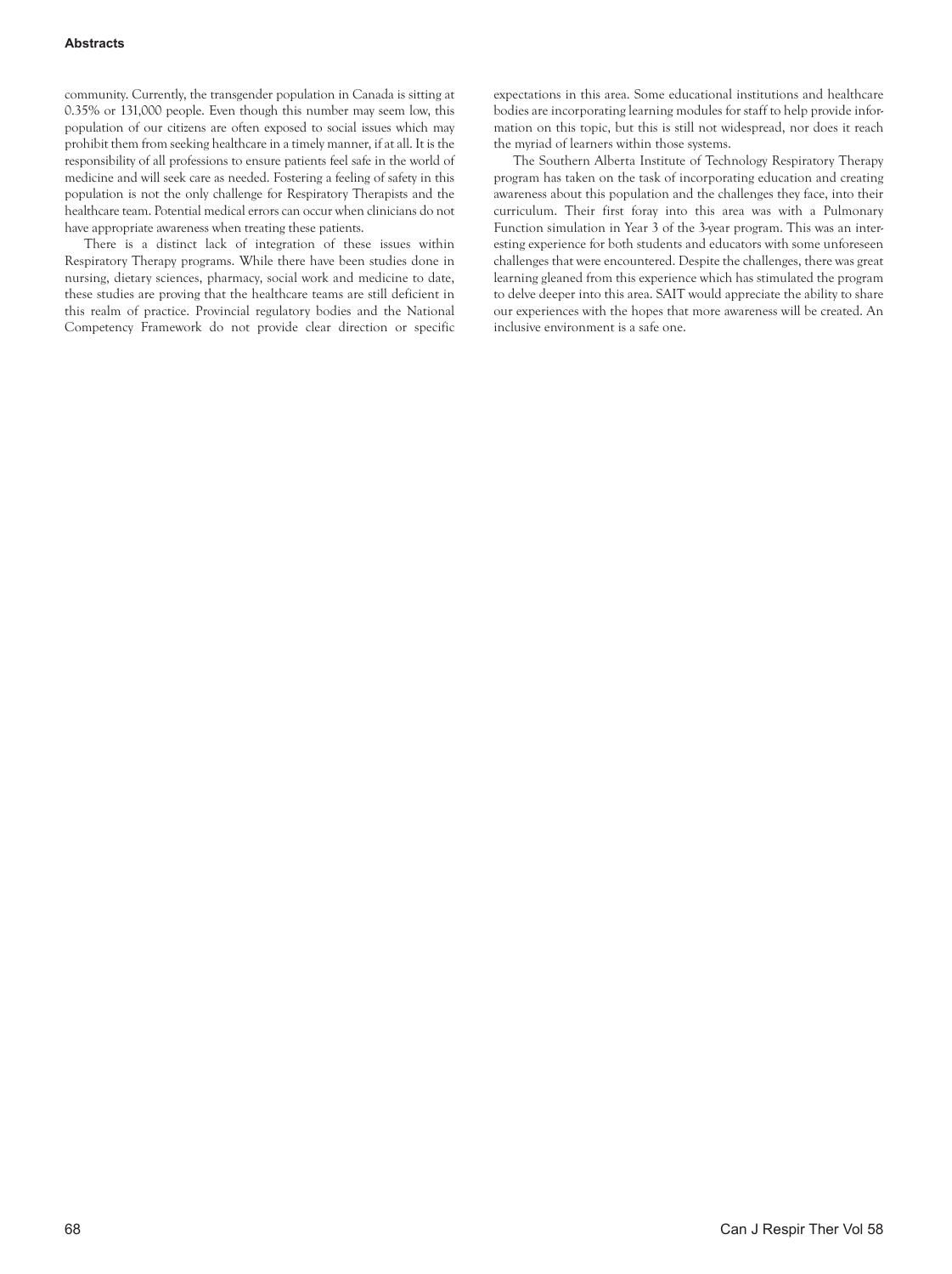community. Currently, the transgender population in Canada is sitting at 0.35% or 131,000 people. Even though this number may seem low, this population of our citizens are often exposed to social issues which may prohibit them from seeking healthcare in a timely manner, if at all. It is the responsibility of all professions to ensure patients feel safe in the world of medicine and will seek care as needed. Fostering a feeling of safety in this population is not the only challenge for Respiratory Therapists and the healthcare team. Potential medical errors can occur when clinicians do not have appropriate awareness when treating these patients.

There is a distinct lack of integration of these issues within Respiratory Therapy programs. While there have been studies done in nursing, dietary sciences, pharmacy, social work and medicine to date, these studies are proving that the healthcare teams are still deficient in this realm of practice. Provincial regulatory bodies and the National Competency Framework do not provide clear direction or specific expectations in this area. Some educational institutions and healthcare bodies are incorporating learning modules for staff to help provide information on this topic, but this is still not widespread, nor does it reach the myriad of learners within those systems.

The Southern Alberta Institute of Technology Respiratory Therapy program has taken on the task of incorporating education and creating awareness about this population and the challenges they face, into their curriculum. Their first foray into this area was with a Pulmonary Function simulation in Year 3 of the 3-year program. This was an interesting experience for both students and educators with some unforeseen challenges that were encountered. Despite the challenges, there was great learning gleaned from this experience which has stimulated the program to delve deeper into this area. SAIT would appreciate the ability to share our experiences with the hopes that more awareness will be created. An inclusive environment is a safe one.